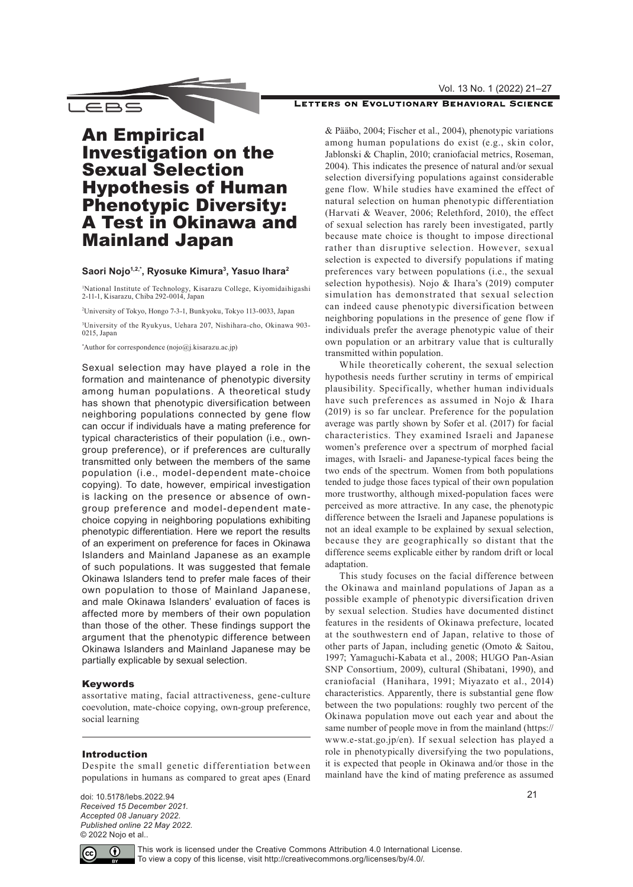# An Empirical Investigation on the Sexual Selection Hypothesis of Human Phenotypic Diversity: A Test in Okinawa and Mainland Japan

**Saori Nojo[1,2,*], Ryosuke Kimura[3], Yasuo Ihara[2]**

[1]National Institute of Technology, Kisarazu College, Kiyomidaihigashi 2-11-1, Kisarazu, Chiba 292-0014, Japan

[2]University of Tokyo, Hongo 7-3-1, Bunkyoku, Tokyo 113-0033, Japan

[3]University of the Ryukyus, Uehara 207, Nishihara-cho, Okinawa 903-0215, Japan

[*]Author for correspondence (nojo@j.kisarazu.ac.jp)

Sexual selection may have played a role in the formation and maintenance of phenotypic diversity among human populations. A theoretical study has shown that phenotypic diversification between neighboring populations connected by gene flow can occur if individuals have a mating preference for typical characteristics of their population (i.e., own-group preference), or if preferences are culturally transmitted only between the members of the same population (i.e., model-dependent mate-choice copying). To date, however, empirical investigation is lacking on the presence or absence of own-group preference and model-dependent mate-choice copying in neighboring populations exhibiting phenotypic differentiation. Here we report the results of an experiment on preference for faces in Okinawa Islanders and Mainland Japanese as an example of such populations. It was suggested that female Okinawa Islanders tend to prefer male faces of their own population to those of Mainland Japanese, and male Okinawa Islanders' evaluation of faces is affected more by members of their own population than those of the other. These findings support the argument that the phenotypic difference between Okinawa Islanders and Mainland Japanese may be partially explicable by sexual selection.

### Keywords

assortative mating, facial attractiveness, gene-culture coevolution, mate-choice copying, own-group preference, social learning

## Introduction

Despite the small genetic differentiation between populations in humans as compared to great apes (Enard & Pääbo, 2004; Fischer et al., 2004), phenotypic variations among human populations do exist (e.g., skin color, Jablonski & Chaplin, 2010; craniofacial metrics, Roseman, 2004). This indicates the presence of natural and/or sexual selection diversifying populations against considerable gene flow. While studies have examined the effect of natural selection on human phenotypic differentiation (Harvati & Weaver, 2006; Relethford, 2010), the effect of sexual selection has rarely been investigated, partly because mate choice is thought to impose directional rather than disruptive selection. However, sexual selection is expected to diversify populations if mating preferences vary between populations (i.e., the sexual selection hypothesis). Nojo & Ihara's (2019) computer simulation has demonstrated that sexual selection can indeed cause phenotypic diversification between neighboring populations in the presence of gene flow if individuals prefer the average phenotypic value of their own population or an arbitrary value that is culturally transmitted within population.

While theoretically coherent, the sexual selection hypothesis needs further scrutiny in terms of empirical plausibility. Specifically, whether human individuals have such preferences as assumed in Nojo & Ihara (2019) is so far unclear. Preference for the population average was partly shown by Sofer et al. (2017) for facial characteristics. They examined Israeli and Japanese women's preference over a spectrum of morphed facial images, with Israeli- and Japanese-typical faces being the two ends of the spectrum. Women from both populations tended to judge those faces typical of their own population more trustworthy, although mixed-population faces were perceived as more attractive. In any case, the phenotypic difference between the Israeli and Japanese populations is not an ideal example to be explained by sexual selection, because they are geographically so distant that the difference seems explicable either by random drift or local adaptation.

This study focuses on the facial difference between the Okinawa and mainland populations of Japan as a possible example of phenotypic diversification driven by sexual selection. Studies have documented distinct features in the residents of Okinawa prefecture, located at the southwestern end of Japan, relative to those of other parts of Japan, including genetic (Omoto & Saitou, 1997; Yamaguchi-Kabata et al., 2008; HUGO Pan-Asian SNP Consortium, 2009), cultural (Shibatani, 1990), and craniofacial (Hanihara, 1991; Miyazato et al., 2014) characteristics. Apparently, there is substantial gene flow between the two populations: roughly two percent of the Okinawa population move out each year and about the same number of people move in from the mainland (https://www.e-stat.go.jp/en). If sexual selection has played a role in phenotypically diversifying the two populations, it is expected that people in Okinawa and/or those in the mainland have the kind of mating preference as assumed

doi: 10.5178/lebs.2022.94
*Received 15 December 2021.*
*Accepted 08 January 2022.*
*Published online 22 May 2022.*
© 2022 Nojo et al..

This work is licensed under the Creative Commons Attribution 4.0 International License. To view a copy of this license, visit http://creativecommons.org/licenses/by/4.0/.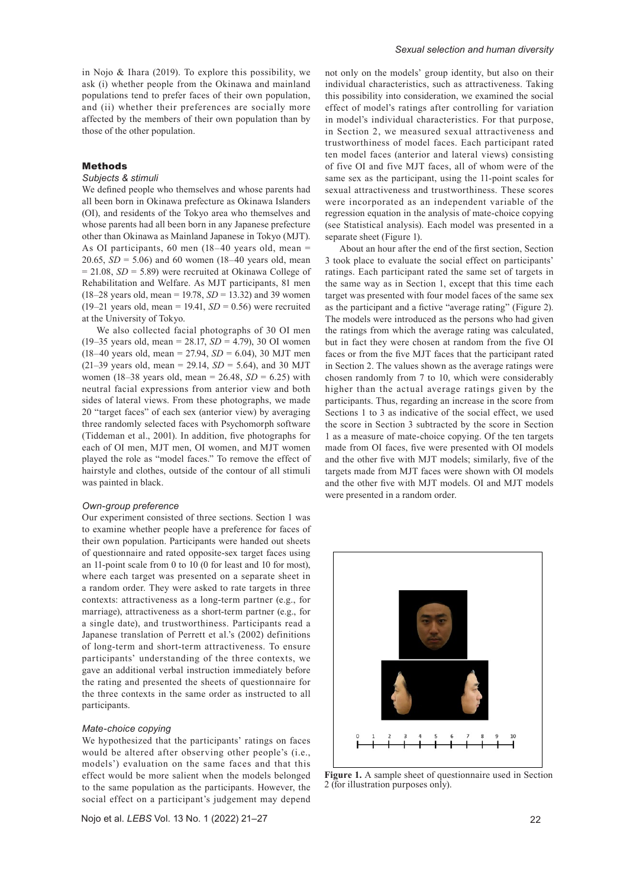in Nojo & Ihara (2019). To explore this possibility, we ask (i) whether people from the Okinawa and mainland populations tend to prefer faces of their own population, and (ii) whether their preferences are socially more affected by the members of their own population than by those of the other population.

## Methods

### *Subjects & stimuli*

We defined people who themselves and whose parents had all been born in Okinawa prefecture as Okinawa Islanders (OI), and residents of the Tokyo area who themselves and whose parents had all been born in any Japanese prefecture other than Okinawa as Mainland Japanese in Tokyo (MJT). As OI participants, 60 men (18–40 years old, mean = 20.65, *SD* = 5.06) and 60 women (18–40 years old, mean = 21.08, *SD* = 5.89) were recruited at Okinawa College of Rehabilitation and Welfare. As MJT participants, 81 men (18–28 years old, mean = 19.78, *SD* = 13.32) and 39 women (19–21 years old, mean = 19.41, *SD* = 0.56) were recruited at the University of Tokyo.

We also collected facial photographs of 30 OI men (19–35 years old, mean = 28.17, *SD* = 4.79), 30 OI women (18–40 years old, mean = 27.94, *SD* = 6.04), 30 MJT men (21–39 years old, mean = 29.14, *SD* = 5.64), and 30 MJT women (18–38 years old, mean = 26.48, *SD* = 6.25) with neutral facial expressions from anterior view and both sides of lateral views. From these photographs, we made 20 "target faces" of each sex (anterior view) by averaging three randomly selected faces with Psychomorph software (Tiddeman et al., 2001). In addition, five photographs for each of OI men, MJT men, OI women, and MJT women played the role as "model faces." To remove the effect of hairstyle and clothes, outside of the contour of all stimuli was painted in black.

### *Own-group preference*

Our experiment consisted of three sections. Section 1 was to examine whether people have a preference for faces of their own population. Participants were handed out sheets of questionnaire and rated opposite-sex target faces using an 11-point scale from 0 to 10 (0 for least and 10 for most), where each target was presented on a separate sheet in a random order. They were asked to rate targets in three contexts: attractiveness as a long-term partner (e.g., for marriage), attractiveness as a short-term partner (e.g., for a single date), and trustworthiness. Participants read a Japanese translation of Perrett et al.'s (2002) definitions of long-term and short-term attractiveness. To ensure participants' understanding of the three contexts, we gave an additional verbal instruction immediately before the rating and presented the sheets of questionnaire for the three contexts in the same order as instructed to all participants.

### *Mate-choice copying*

We hypothesized that the participants' ratings on faces would be altered after observing other people's (i.e., models') evaluation on the same faces and that this effect would be more salient when the models belonged to the same population as the participants. However, the social effect on a participant's judgement may depend not only on the models' group identity, but also on their individual characteristics, such as attractiveness. Taking this possibility into consideration, we examined the social effect of model's ratings after controlling for variation in model's individual characteristics. For that purpose, in Section 2, we measured sexual attractiveness and trustworthiness of model faces. Each participant rated ten model faces (anterior and lateral views) consisting of five OI and five MJT faces, all of whom were of the same sex as the participant, using the 11-point scales for sexual attractiveness and trustworthiness. These scores were incorporated as an independent variable of the regression equation in the analysis of mate-choice copying (see Statistical analysis). Each model was presented in a separate sheet (Figure 1).

About an hour after the end of the first section, Section 3 took place to evaluate the social effect on participants' ratings. Each participant rated the same set of targets in the same way as in Section 1, except that this time each target was presented with four model faces of the same sex as the participant and a fictive "average rating" (Figure 2). The models were introduced as the persons who had given the ratings from which the average rating was calculated, but in fact they were chosen at random from the five OI faces or from the five MJT faces that the participant rated in Section 2. The values shown as the average ratings were chosen randomly from 7 to 10, which were considerably higher than the actual average ratings given by the participants. Thus, regarding an increase in the score from Sections 1 to 3 as indicative of the social effect, we used the score in Section 3 subtracted by the score in Section 1 as a measure of mate-choice copying. Of the ten targets made from OI faces, five were presented with OI models and the other five with MJT models; similarly, five of the targets made from MJT faces were shown with OI models and the other five with MJT models. OI and MJT models were presented in a random order.

**Figure 1.** A sample sheet of questionnaire used in Section 2 (for illustration purposes only).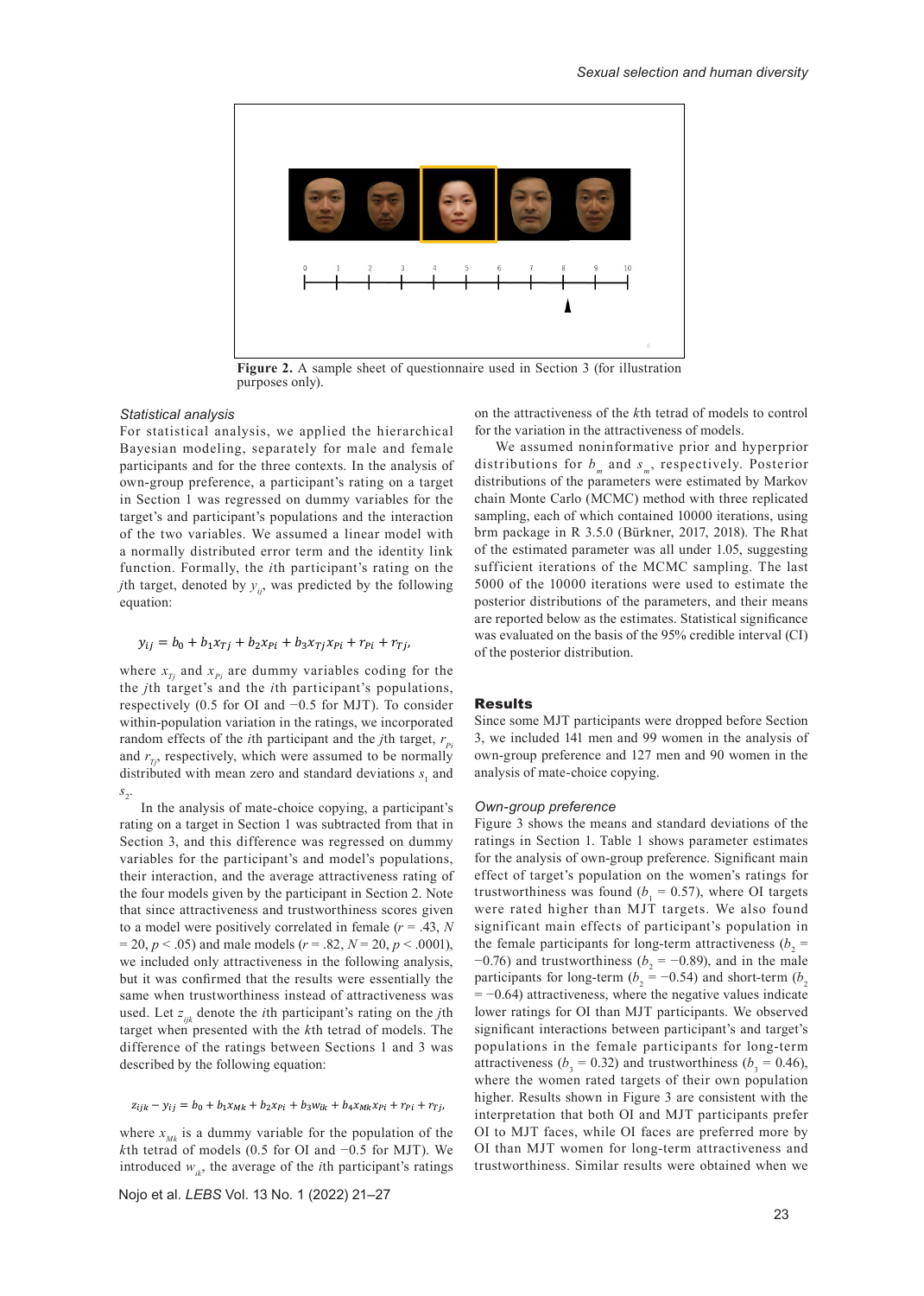Figure 2. A sample sheet of questionnaire used in Section 3 (for illustration purposes only).

### Statistical analysis

For statistical analysis, we applied the hierarchical Bayesian modeling, separately for male and female participants and for the three contexts. In the analysis of own-group preference, a participant's rating on a target in Section 1 was regressed on dummy variables for the target's and participant's populations and the interaction of the two variables. We assumed a linear model with a normally distributed error term and the identity link function. Formally, the $i$th participant's rating on the $j$th target, denoted by $y_{ij}$, was predicted by the following equation:

$$y_{ij} = b_0 + b_1 x_{Tj} + b_2 x_{Pi} + b_3 x_{Tj} x_{Pi} + r_{Pi} + r_{Tj},$$

where $x_{Tj}$ and $x_{Pi}$ are dummy variables coding for the the $j$th target's and the $i$th participant's populations, respectively (0.5 for OI and −0.5 for MJT). To consider within-population variation in the ratings, we incorporated random effects of the $i$th participant and the $j$th target, $r_{Pi}$ and $r_{Tj}$, respectively, which were assumed to be normally distributed with mean zero and standard deviations $s_1$ and $s_2$.

In the analysis of mate-choice copying, a participant's rating on a target in Section 1 was subtracted from that in Section 3, and this difference was regressed on dummy variables for the participant's and model's populations, their interaction, and the average attractiveness rating of the four models given by the participant in Section 2. Note that since attractiveness and trustworthiness scores given to a model were positively correlated in female ($r$ = .43, $N$ = 20, $p$ < .05) and male models ($r$ = .82, $N$ = 20, $p$ < .0001), we included only attractiveness in the following analysis, but it was confirmed that the results were essentially the same when trustworthiness instead of attractiveness was used. Let $z_{ijk}$ denote the $i$th participant's rating on the $j$th target when presented with the $k$th tetrad of models. The difference of the ratings between Sections 1 and 3 was described by the following equation:

$$z_{ijk} - y_{ij} = b_0 + b_1 x_{Mk} + b_2 x_{Pi} + b_3 w_{ik} + b_4 x_{Mk} x_{Pi} + r_{Pi} + r_{Tj},$$

where $x_{Mk}$ is a dummy variable for the population of the $k$th tetrad of models (0.5 for OI and −0.5 for MJT). We introduced $w_{ik}$, the average of the $i$th participant's ratings on the attractiveness of the $k$th tetrad of models to control for the variation in the attractiveness of models.

We assumed noninformative prior and hyperprior distributions for $b_m$ and $s_m$, respectively. Posterior distributions of the parameters were estimated by Markov chain Monte Carlo (MCMC) method with three replicated sampling, each of which contained 10000 iterations, using brm package in R 3.5.0 (Bürkner, 2017, 2018). The Rhat of the estimated parameter was all under 1.05, suggesting sufficient iterations of the MCMC sampling. The last 5000 of the 10000 iterations were used to estimate the posterior distributions of the parameters, and their means are reported below as the estimates. Statistical significance was evaluated on the basis of the 95% credible interval (CI) of the posterior distribution.

## Results

Since some MJT participants were dropped before Section 3, we included 141 men and 99 women in the analysis of own-group preference and 127 men and 90 women in the analysis of mate-choice copying.

### Own-group preference

Figure 3 shows the means and standard deviations of the ratings in Section 1. Table 1 shows parameter estimates for the analysis of own-group preference. Significant main effect of target's population on the women's ratings for trustworthiness was found ($b_1$ = 0.57), where OI targets were rated higher than MJT targets. We also found significant main effects of participant's population in the female participants for long-term attractiveness ($b_2$ = −0.76) and trustworthiness ($b_2$ = −0.89), and in the male participants for long-term ($b_2$ = −0.54) and short-term ($b_2$ = −0.64) attractiveness, where the negative values indicate lower ratings for OI than MJT participants. We observed significant interactions between participant's and target's populations in the female participants for long-term attractiveness ($b_3$ = 0.32) and trustworthiness ($b_3$ = 0.46), where the women rated targets of their own population higher. Results shown in Figure 3 are consistent with the interpretation that both OI and MJT participants prefer OI to MJT faces, while OI faces are preferred more by OI than MJT women for long-term attractiveness and trustworthiness. Similar results were obtained when we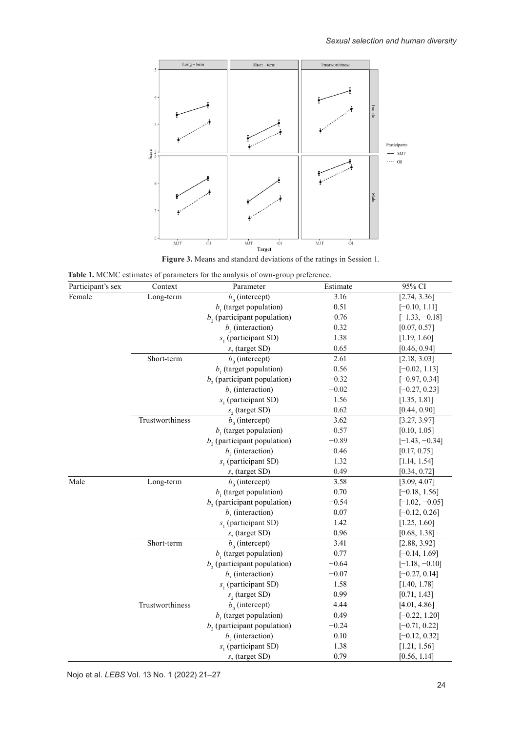**Figure 3.** Means and standard deviations of the ratings in Session 1.

**Table 1.** MCMC estimates of parameters for the analysis of own-group preference.

| Participant's sex | Context | Parameter | Estimate | 95% CI |
|---|---|---|---|---|
| Female | Long-term | $b_0$ (intercept) | 3.16 | [2.74, 3.36] |
| | | $b_1$ (target population) | 0.51 | [−0.10, 1.11] |
| | | $b_2$ (participant population) | −0.76 | [−1.33, −0.18] |
| | | $b_3$ (interaction) | 0.32 | [0.07, 0.57] |
| | | $s_1$ (participant SD) | 1.38 | [1.19, 1.60] |
| | | $s_2$ (target SD) | 0.65 | [0.46, 0.94] |
| | Short-term | $b_0$ (intercept) | 2.61 | [2.18, 3.03] |
| | | $b_1$ (target population) | 0.56 | [−0.02, 1.13] |
| | | $b_2$ (participant population) | −0.32 | [−0.97, 0.34] |
| | | $b_3$ (interaction) | −0.02 | [−0.27, 0.23] |
| | | $s_1$ (participant SD) | 1.56 | [1.35, 1.81] |
| | | $s_2$ (target SD) | 0.62 | [0.44, 0.90] |
| | Trustworthiness | $b_0$ (intercept) | 3.62 | [3.27, 3.97] |
| | | $b_1$ (target population) | 0.57 | [0.10, 1.05] |
| | | $b_2$ (participant population) | −0.89 | [−1.43, −0.34] |
| | | $b_3$ (interaction) | 0.46 | [0.17, 0.75] |
| | | $s_1$ (participant SD) | 1.32 | [1.14, 1.54] |
| | | $s_2$ (target SD) | 0.49 | [0.34, 0.72] |
| Male | Long-term | $b_0$ (intercept) | 3.58 | [3.09, 4.07] |
| | | $b_1$ (target population) | 0.70 | [−0.18, 1.56] |
| | | $b_2$ (participant population) | −0.54 | [−1.02, −0.05] |
| | | $b_3$ (interaction) | 0.07 | [−0.12, 0.26] |
| | | $s_1$ (participant SD) | 1.42 | [1.25, 1.60] |
| | | $s_2$ (target SD) | 0.96 | [0.68, 1.38] |
| | Short-term | $b_0$ (intercept) | 3.41 | [2.88, 3.92] |
| | | $b_1$ (target population) | 0.77 | [−0.14, 1.69] |
| | | $b_2$ (participant population) | −0.64 | [−1.18, −0.10] |
| | | $b_3$ (interaction) | −0.07 | [−0.27, 0.14] |
| | | $s_1$ (participant SD) | 1.58 | [1.40, 1.78] |
| | | $s_2$ (target SD) | 0.99 | [0.71, 1.43] |
| | Trustworthiness | $b_0$ (intercept) | 4.44 | [4.01, 4.86] |
| | | $b_1$ (target population) | 0.49 | [−0.22, 1.20] |
| | | $b_2$ (participant population) | −0.24 | [−0.71, 0.22] |
| | | $b_3$ (interaction) | 0.10 | [−0.12, 0.32] |
| | | $s_1$ (participant SD) | 1.38 | [1.21, 1.56] |
| | | $s_2$ (target SD) | 0.79 | [0.56, 1.14] |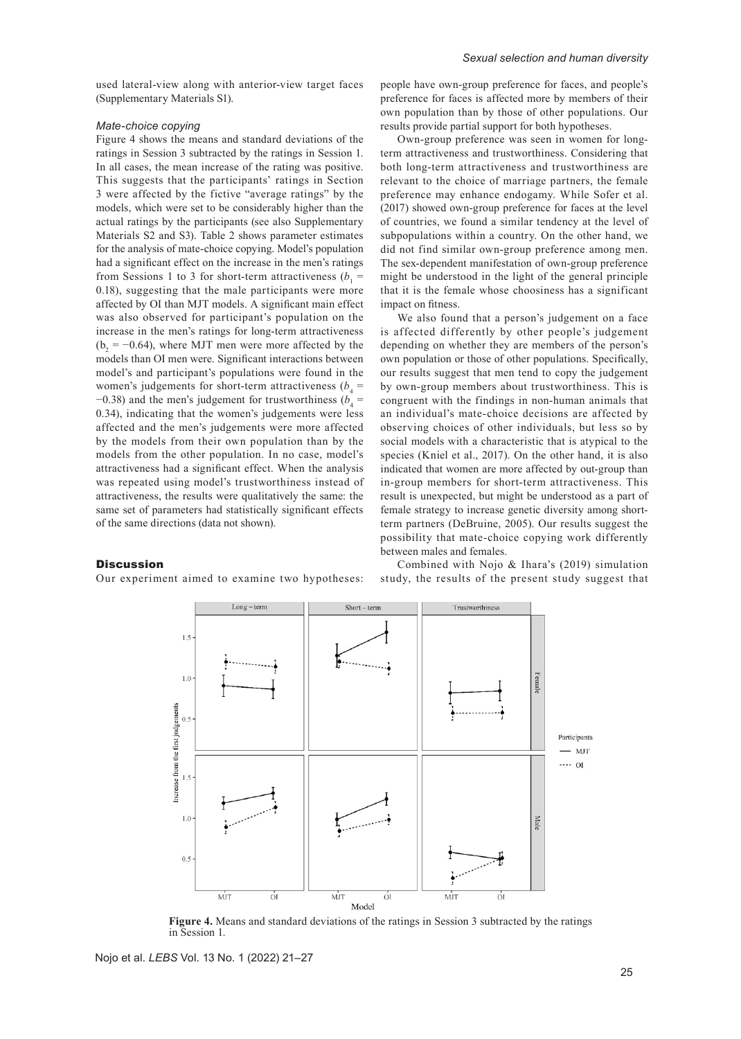used lateral-view along with anterior-view target faces (Supplementary Materials S1).

### *Mate-choice copying*

Figure 4 shows the means and standard deviations of the ratings in Session 3 subtracted by the ratings in Session 1. In all cases, the mean increase of the rating was positive. This suggests that the participants' ratings in Section 3 were affected by the fictive "average ratings" by the models, which were set to be considerably higher than the actual ratings by the participants (see also Supplementary Materials S2 and S3). Table 2 shows parameter estimates for the analysis of mate-choice copying. Model's population had a significant effect on the increase in the men's ratings from Sessions 1 to 3 for short-term attractiveness ($b_1$ = 0.18), suggesting that the male participants were more affected by OI than MJT models. A significant main effect was also observed for participant's population on the increase in the men's ratings for long-term attractiveness ($b_2$ = −0.64), where MJT men were more affected by the models than OI men were. Significant interactions between model's and participant's populations were found in the women's judgements for short-term attractiveness ($b_4$ = −0.38) and the men's judgement for trustworthiness ($b_4$ = 0.34), indicating that the women's judgements were less affected and the men's judgements were more affected by the models from their own population than by the models from the other population. In no case, model's attractiveness had a significant effect. When the analysis was repeated using model's trustworthiness instead of attractiveness, the results were qualitatively the same: the same set of parameters had statistically significant effects of the same directions (data not shown).

## Discussion

Our experiment aimed to examine two hypotheses: people have own-group preference for faces, and people's preference for faces is affected more by members of their own population than by those of other populations. Our results provide partial support for both hypotheses.

Own-group preference was seen in women for long-term attractiveness and trustworthiness. Considering that both long-term attractiveness and trustworthiness are relevant to the choice of marriage partners, the female preference may enhance endogamy. While Sofer et al. (2017) showed own-group preference for faces at the level of countries, we found a similar tendency at the level of subpopulations within a country. On the other hand, we did not find similar own-group preference among men. The sex-dependent manifestation of own-group preference might be understood in the light of the general principle that it is the female whose choosiness has a significant impact on fitness.

We also found that a person's judgement on a face is affected differently by other people's judgement depending on whether they are members of the person's own population or those of other populations. Specifically, our results suggest that men tend to copy the judgement by own-group members about trustworthiness. This is congruent with the findings in non-human animals that an individual's mate-choice decisions are affected by observing choices of other individuals, but less so by social models with a characteristic that is atypical to the species (Kniel et al., 2017). On the other hand, it is also indicated that women are more affected by out-group than in-group members for short-term attractiveness. This result is unexpected, but might be understood as a part of female strategy to increase genetic diversity among short-term partners (DeBruine, 2005). Our results suggest the possibility that mate-choice copying work differently between males and females.

Combined with Nojo & Ihara's (2019) simulation study, the results of the present study suggest that

**Figure 4.** Means and standard deviations of the ratings in Session 3 subtracted by the ratings in Session 1.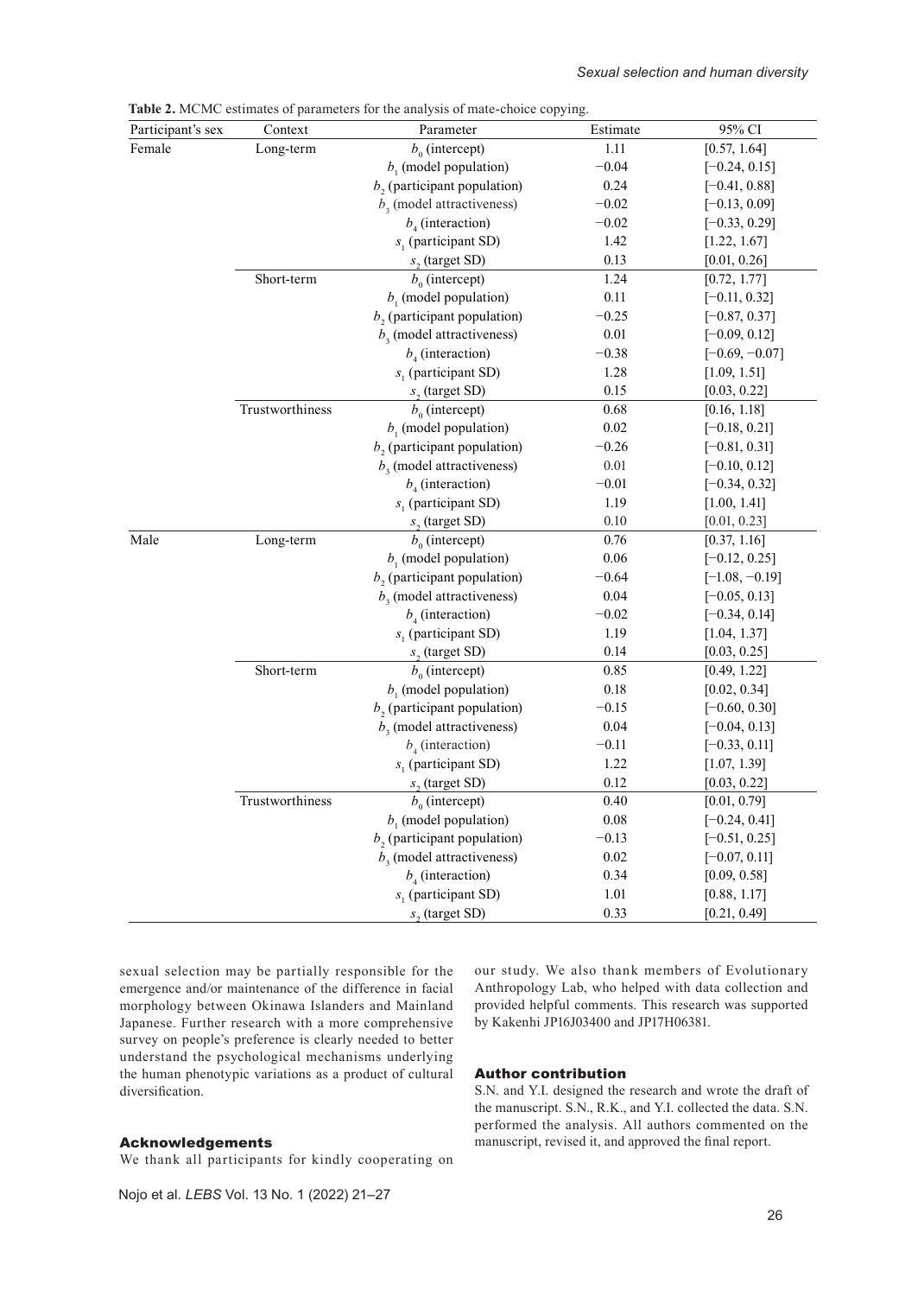**Table 2.** MCMC estimates of parameters for the analysis of mate-choice copying.

| Participant's sex | Context | Parameter | Estimate | 95% CI |
|---|---|---|---|---|
| Female | Long-term | $b_0$ (intercept) | 1.11 | [0.57, 1.64] |
| | | $b_1$ (model population) | −0.04 | [−0.24, 0.15] |
| | | $b_2$ (participant population) | 0.24 | [−0.41, 0.88] |
| | | $b_3$ (model attractiveness) | −0.02 | [−0.13, 0.09] |
| | | $b_4$ (interaction) | −0.02 | [−0.33, 0.29] |
| | | $s_1$ (participant SD) | 1.42 | [1.22, 1.67] |
| | | $s_2$ (target SD) | 0.13 | [0.01, 0.26] |
| | Short-term | $b_0$ (intercept) | 1.24 | [0.72, 1.77] |
| | | $b_1$ (model population) | 0.11 | [−0.11, 0.32] |
| | | $b_2$ (participant population) | −0.25 | [−0.87, 0.37] |
| | | $b_3$ (model attractiveness) | 0.01 | [−0.09, 0.12] |
| | | $b_4$ (interaction) | −0.38 | [−0.69, −0.07] |
| | | $s_1$ (participant SD) | 1.28 | [1.09, 1.51] |
| | | $s_2$ (target SD) | 0.15 | [0.03, 0.22] |
| | Trustworthiness | $b_0$ (intercept) | 0.68 | [0.16, 1.18] |
| | | $b_1$ (model population) | 0.02 | [−0.18, 0.21] |
| | | $b_2$ (participant population) | −0.26 | [−0.81, 0.31] |
| | | $b_3$ (model attractiveness) | 0.01 | [−0.10, 0.12] |
| | | $b_4$ (interaction) | −0.01 | [−0.34, 0.32] |
| | | $s_1$ (participant SD) | 1.19 | [1.00, 1.41] |
| | | $s_2$ (target SD) | 0.10 | [0.01, 0.23] |
| Male | Long-term | $b_0$ (intercept) | 0.76 | [0.37, 1.16] |
| | | $b_1$ (model population) | 0.06 | [−0.12, 0.25] |
| | | $b_2$ (participant population) | −0.64 | [−1.08, −0.19] |
| | | $b_3$ (model attractiveness) | 0.04 | [−0.05, 0.13] |
| | | $b_4$ (interaction) | −0.02 | [−0.34, 0.14] |
| | | $s_1$ (participant SD) | 1.19 | [1.04, 1.37] |
| | | $s_2$ (target SD) | 0.14 | [0.03, 0.25] |
| | Short-term | $b_0$ (intercept) | 0.85 | [0.49, 1.22] |
| | | $b_1$ (model population) | 0.18 | [0.02, 0.34] |
| | | $b_2$ (participant population) | −0.15 | [−0.60, 0.30] |
| | | $b_3$ (model attractiveness) | 0.04 | [−0.04, 0.13] |
| | | $b_4$ (interaction) | −0.11 | [−0.33, 0.11] |
| | | $s_1$ (participant SD) | 1.22 | [1.07, 1.39] |
| | | $s_2$ (target SD) | 0.12 | [0.03, 0.22] |
| | Trustworthiness | $b_0$ (intercept) | 0.40 | [0.01, 0.79] |
| | | $b_1$ (model population) | 0.08 | [−0.24, 0.41] |
| | | $b_2$ (participant population) | −0.13 | [−0.51, 0.25] |
| | | $b_3$ (model attractiveness) | 0.02 | [−0.07, 0.11] |
| | | $b_4$ (interaction) | 0.34 | [0.09, 0.58] |
| | | $s_1$ (participant SD) | 1.01 | [0.88, 1.17] |
| | | $s_2$ (target SD) | 0.33 | [0.21, 0.49] |

sexual selection may be partially responsible for the emergence and/or maintenance of the difference in facial morphology between Okinawa Islanders and Mainland Japanese. Further research with a more comprehensive survey on people's preference is clearly needed to better understand the psychological mechanisms underlying the human phenotypic variations as a product of cultural diversification.

## Acknowledgements

We thank all participants for kindly cooperating on our study. We also thank members of Evolutionary Anthropology Lab, who helped with data collection and provided helpful comments. This research was supported by Kakenhi JP16J03400 and JP17H06381.

## Author contribution

S.N. and Y.I. designed the research and wrote the draft of the manuscript. S.N., R.K., and Y.I. collected the data. S.N. performed the analysis. All authors commented on the manuscript, revised it, and approved the final report.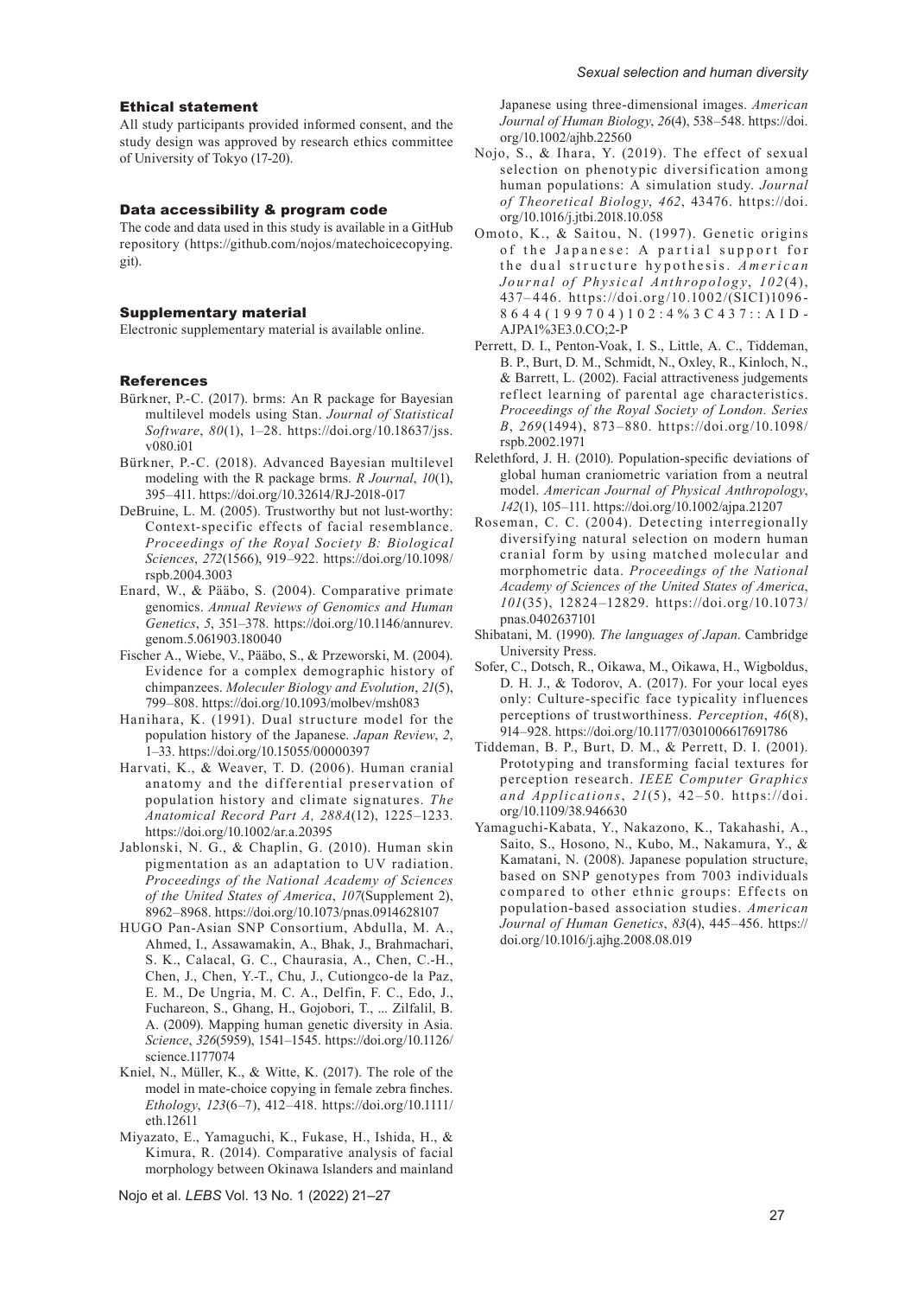### Ethical statement

All study participants provided informed consent, and the study design was approved by research ethics committee of University of Tokyo (17-20).

### Data accessibility & program code

The code and data used in this study is available in a GitHub repository (https://github.com/nojos/matechoicecopying.git).

### Supplementary material

Electronic supplementary material is available online.

### References

Bürkner, P.-C. (2017). brms: An R package for Bayesian multilevel models using Stan. *Journal of Statistical Software*, *80*(1), 1–28. https://doi.org/10.18637/jss.v080.i01

Bürkner, P.-C. (2018). Advanced Bayesian multilevel modeling with the R package brms. *R Journal*, *10*(1), 395–411. https://doi.org/10.32614/RJ-2018-017

DeBruine, L. M. (2005). Trustworthy but not lust-worthy: Context-specific effects of facial resemblance. *Proceedings of the Royal Society B: Biological Sciences*, *272*(1566), 919–922. https://doi.org/10.1098/rspb.2004.3003

Enard, W., & Pääbo, S. (2004). Comparative primate genomics. *Annual Reviews of Genomics and Human Genetics*, *5*, 351–378. https://doi.org/10.1146/annurev.genom.5.061903.180040

Fischer A., Wiebe, V., Pääbo, S., & Przeworski, M. (2004). Evidence for a complex demographic history of chimpanzees. *Moleculer Biology and Evolution*, *21*(5), 799–808. https://doi.org/10.1093/molbev/msh083

Hanihara, K. (1991). Dual structure model for the population history of the Japanese. *Japan Review*, *2*, 1–33. https://doi.org/10.15055/00000397

Harvati, K., & Weaver, T. D. (2006). Human cranial anatomy and the differential preservation of population history and climate signatures. *The Anatomical Record Part A, 288A*(12), 1225–1233. https://doi.org/10.1002/ar.a.20395

Jablonski, N. G., & Chaplin, G. (2010). Human skin pigmentation as an adaptation to UV radiation. *Proceedings of the National Academy of Sciences of the United States of America*, *107*(Supplement 2), 8962–8968. https://doi.org/10.1073/pnas.0914628107

HUGO Pan-Asian SNP Consortium, Abdulla, M. A., Ahmed, I., Assawamakin, A., Bhak, J., Brahmachari, S. K., Calacal, G. C., Chaurasia, A., Chen, C.-H., Chen, J., Chen, Y.-T., Chu, J., Cutiongco-de la Paz, E. M., De Ungria, M. C. A., Delfin, F. C., Edo, J., Fuchareon, S., Ghang, H., Gojobori, T., ... Zilfalil, B. A. (2009). Mapping human genetic diversity in Asia. *Science*, *326*(5959), 1541–1545. https://doi.org/10.1126/science.1177074

Kniel, N., Müller, K., & Witte, K. (2017). The role of the model in mate-choice copying in female zebra finches. *Ethology*, *123*(6–7), 412–418. https://doi.org/10.1111/eth.12611

Miyazato, E., Yamaguchi, K., Fukase, H., Ishida, H., & Kimura, R. (2014). Comparative analysis of facial morphology between Okinawa Islanders and mainland Japanese using three-dimensional images. *American Journal of Human Biology*, *26*(4), 538–548. https://doi.org/10.1002/ajhb.22560

Nojo, S., & Ihara, Y. (2019). The effect of sexual selection on phenotypic diversification among human populations: A simulation study. *Journal of Theoretical Biology*, *462*, 43476. https://doi.org/10.1016/j.jtbi.2018.10.058

Omoto, K., & Saitou, N. (1997). Genetic origins of the Japanese: A partial support for the dual structure hypothesis. *American Journal of Physical Anthropology*, *102*(4), 437–446. https://doi.org/10.1002/(SICI)1096-8644(199704)102:4%3C437::AID-AJPA1%3E3.0.CO;2-P

Perrett, D. I., Penton-Voak, I. S., Little, A. C., Tiddeman, B. P., Burt, D. M., Schmidt, N., Oxley, R., Kinloch, N., & Barrett, L. (2002). Facial attractiveness judgements reflect learning of parental age characteristics. *Proceedings of the Royal Society of London. Series B*, *269*(1494), 873–880. https://doi.org/10.1098/rspb.2002.1971

Relethford, J. H. (2010). Population-specific deviations of global human craniometric variation from a neutral model. *American Journal of Physical Anthropology*, *142*(1), 105–111. https://doi.org/10.1002/ajpa.21207

Roseman, C. C. (2004). Detecting interregionally diversifying natural selection on modern human cranial form by using matched molecular and morphometric data. *Proceedings of the National Academy of Sciences of the United States of America*, *101*(35), 12824–12829. https://doi.org/10.1073/pnas.0402637101

Shibatani, M. (1990). *The languages of Japan*. Cambridge University Press.

Sofer, C., Dotsch, R., Oikawa, M., Oikawa, H., Wigboldus, D. H. J., & Todorov, A. (2017). For your local eyes only: Culture-specific face typicality influences perceptions of trustworthiness. *Perception*, *46*(8), 914–928. https://doi.org/10.1177/0301006617691786

Tiddeman, B. P., Burt, D. M., & Perrett, D. I. (2001). Prototyping and transforming facial textures for perception research. *IEEE Computer Graphics and Applications*, *21*(5), 42–50. https://doi.org/10.1109/38.946630

Yamaguchi-Kabata, Y., Nakazono, K., Takahashi, A., Saito, S., Hosono, N., Kubo, M., Nakamura, Y., & Kamatani, N. (2008). Japanese population structure, based on SNP genotypes from 7003 individuals compared to other ethnic groups: Effects on population-based association studies. *American Journal of Human Genetics*, *83*(4), 445–456. https://doi.org/10.1016/j.ajhg.2008.08.019